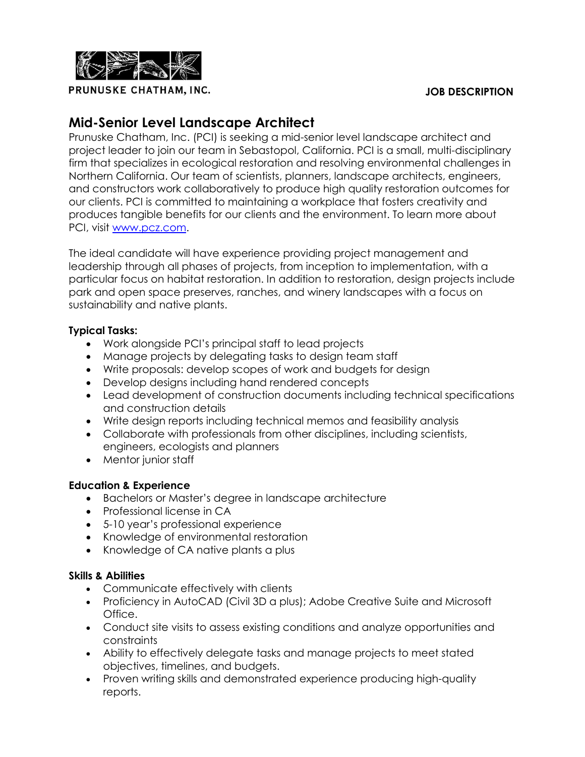PRUNUSKE CHATHAM, INC.

**JOB DESCRIPTION**

# Mid-Senior Level Landscape Architect

Prunuske Chatham, Inc. (PCI) is seeking a mid-senior level landscape architect and project leader to join our team in Sebastopol, California. PCI is a small, multi-disciplinary firm that specializes in ecological restoration and resolving environmental challenges in Northern California. Our team of scientists, planners, landscape architects, engineers, and constructors work collaboratively to produce high quality restoration outcomes for our clients. PCI is committed to maintaining a workplace that fosters creativity and produces tangible benefits for our clients and the environment. To learn more about PCI, visit [www.pcz.com](www.pcz.com).

The ideal candidate will have experience providing project management and leadership through all phases of projects, from inception to implementation, with a particular focus on habitat restoration. In addition to restoration, design projects include park and open space preserves, ranches, and winery landscapes with a focus on sustainability and native plants.

**Typical Tasks:**

- Work alongside PCI's principal staff to lead projects
- Manage projects by delegating tasks to design team staff
- Write proposals: develop scopes of work and budgets for design
- Develop designs including hand rendered concepts
- Lead development of construction documents including technical specifications and construction details
- Write design reports including technical memos and feasibility analysis
- Collaborate with professionals from other disciplines, including scientists, engineers, ecologists and planners
- Mentor junior staff

**Education & Experience**

- Bachelors or Master's degree in landscape architecture
- Professional license in CA
- 5-10 year's professional experience
- Knowledge of environmental restoration
- Knowledge of CA native plants a plus

**Skills & Abilities**

- Communicate effectively with clients
- Proficiency in AutoCAD (Civil 3D a plus); Adobe Creative Suite and Microsoft Office.
- Conduct site visits to assess existing conditions and analyze opportunities and constraints
- Ability to effectively delegate tasks and manage projects to meet stated objectives, timelines, and budgets.
- Proven writing skills and demonstrated experience producing high-quality reports.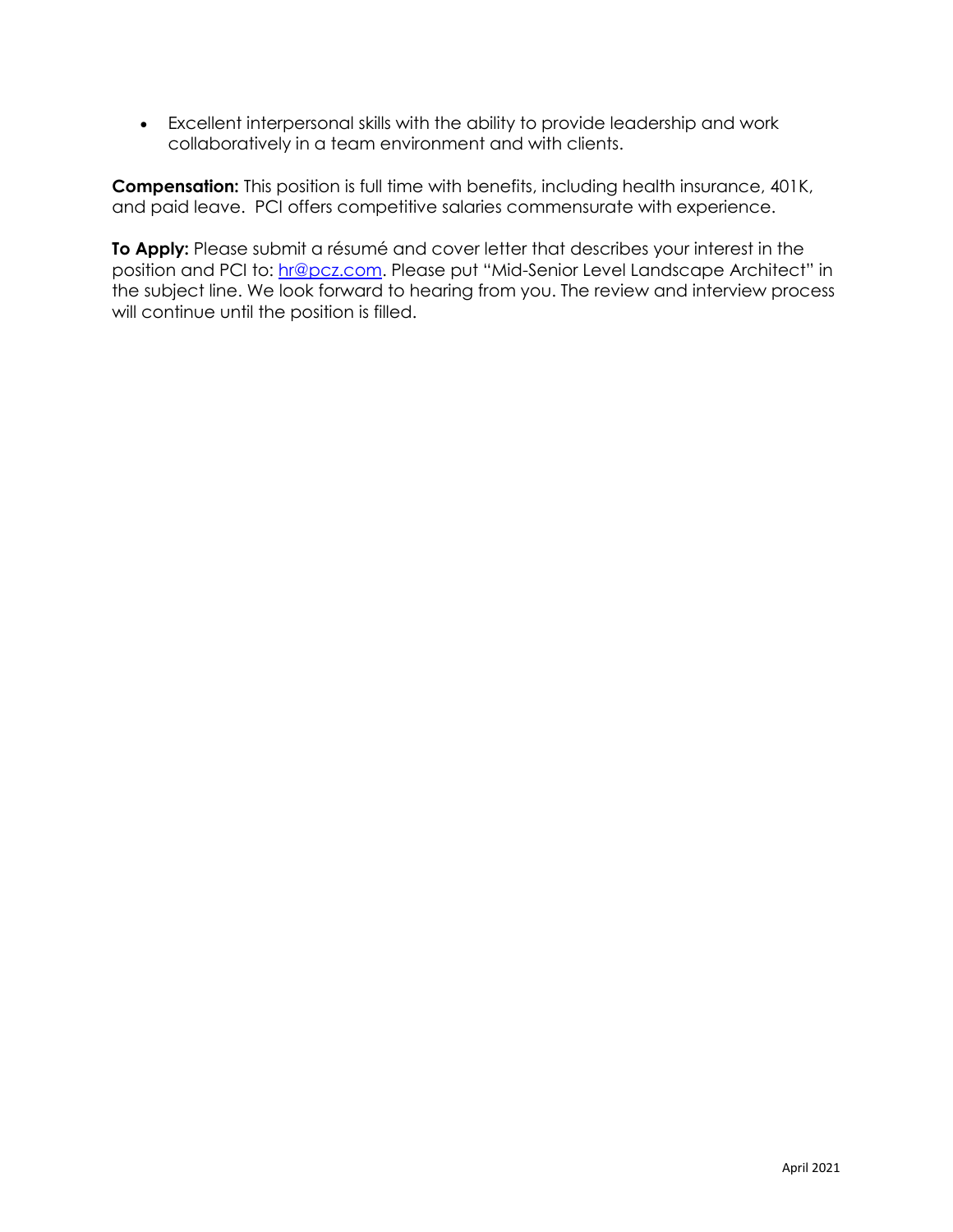- Excellent interpersonal skills with the ability to provide leadership and work collaboratively in a team environment and with clients.

**Compensation:** This position is full time with benefits, including health insurance, 401K, and paid leave. PCI offers competitive salaries commensurate with experience.

**To Apply:** Please submit a résumé and cover letter that describes your interest in the position and PCI to: [hr@pcz.com](mailto:hr@pcz.com). Please put "Mid-Senior Level Landscape Architect" in the subject line. We look forward to hearing from you. The review and interview process will continue until the position is filled.

April 2021